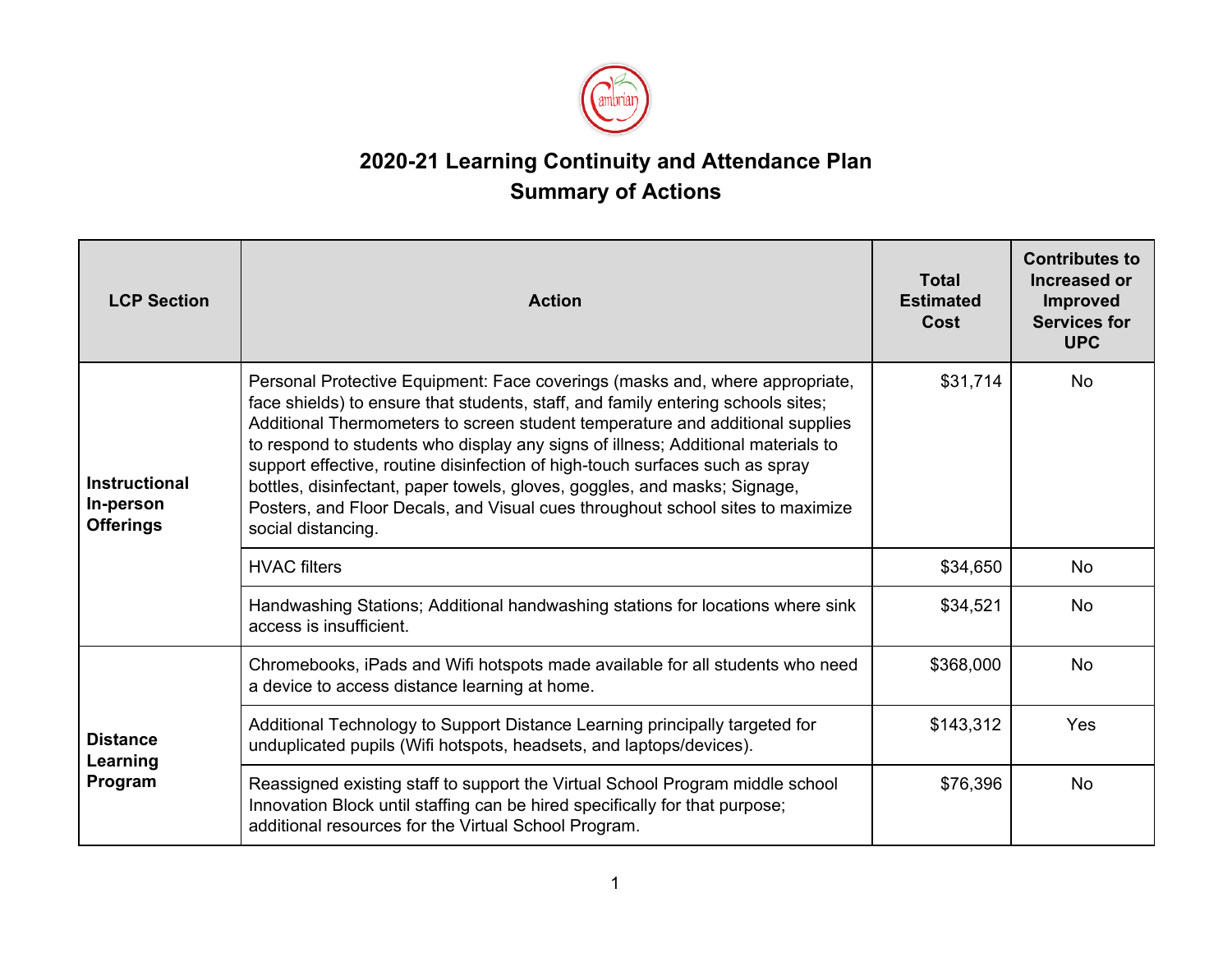# 2020-21 Learning Continuity and Attendance Plan
## Summary of Actions

| LCP Section | Action | Total Estimated Cost | Contributes to Increased or Improved Services for UPC |
|---|---|---|---|
| **Instructional In-person Offerings** | Personal Protective Equipment: Face coverings (masks and, where appropriate, face shields) to ensure that students, staff, and family entering schools sites; Additional Thermometers to screen student temperature and additional supplies to respond to students who display any signs of illness; Additional materials to support effective, routine disinfection of high-touch surfaces such as spray bottles, disinfectant, paper towels, gloves, goggles, and masks; Signage, Posters, and Floor Decals, and Visual cues throughout school sites to maximize social distancing. | $31,714 | No |
| | HVAC filters | $34,650 | No |
| | Handwashing Stations; Additional handwashing stations for locations where sink access is insufficient. | $34,521 | No |
| **Distance Learning Program** | Chromebooks, iPads and Wifi hotspots made available for all students who need a device to access distance learning at home. | $368,000 | No |
| | Additional Technology to Support Distance Learning principally targeted for unduplicated pupils (Wifi hotspots, headsets, and laptops/devices). | $143,312 | Yes |
| | Reassigned existing staff to support the Virtual School Program middle school Innovation Block until staffing can be hired specifically for that purpose; additional resources for the Virtual School Program. | $76,396 | No |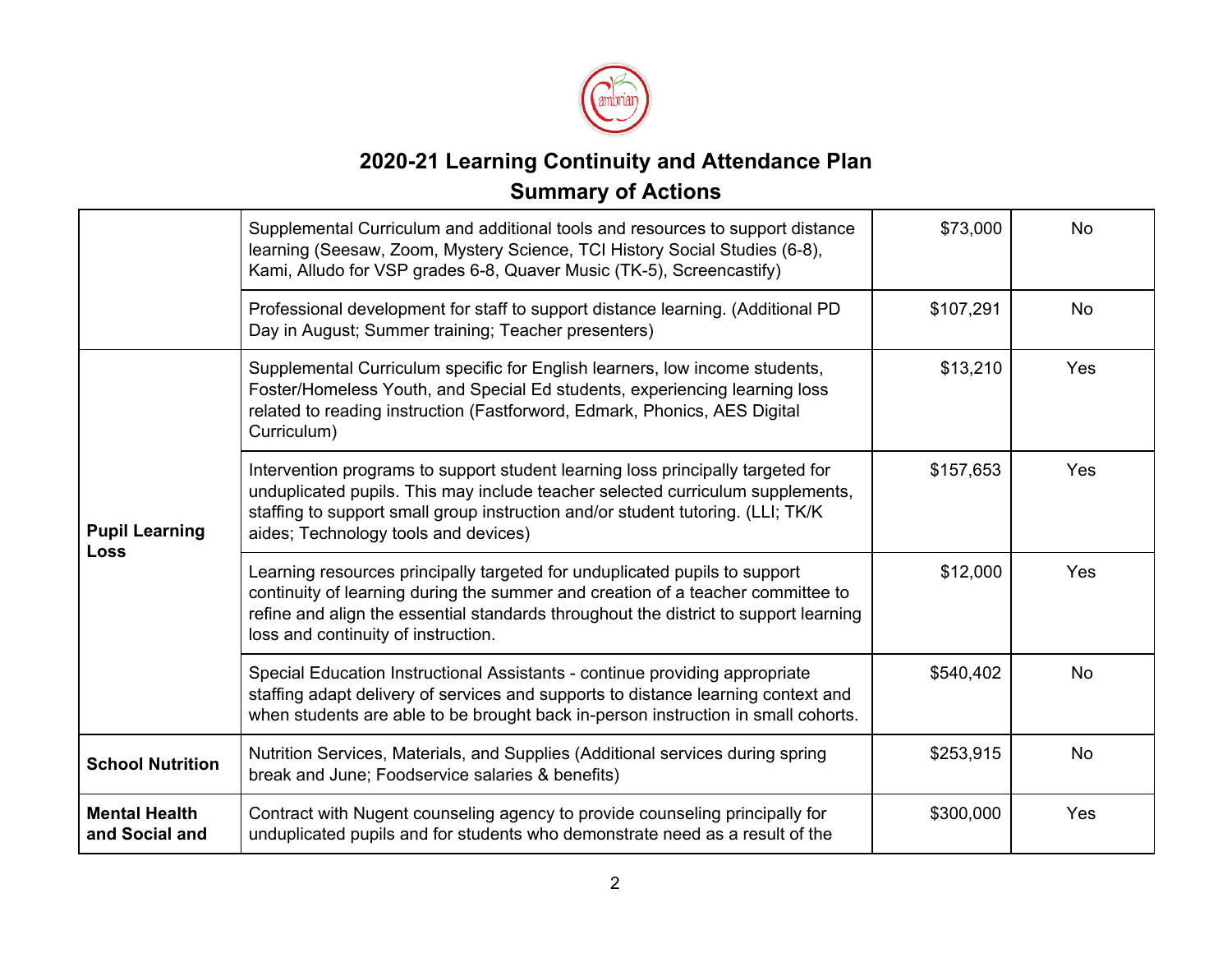# 2020-21 Learning Continuity and Attendance Plan

## Summary of Actions

| | | | |
|---|---|---|---|
| | Supplemental Curriculum and additional tools and resources to support distance learning (Seesaw, Zoom, Mystery Science, TCI History Social Studies (6-8), Kami, Alludo for VSP grades 6-8, Quaver Music (TK-5), Screencastify) | $73,000 | No |
| | Professional development for staff to support distance learning. (Additional PD Day in August; Summer training; Teacher presenters) | $107,291 | No |
| **Pupil Learning Loss** | Supplemental Curriculum specific for English learners, low income students, Foster/Homeless Youth, and Special Ed students, experiencing learning loss related to reading instruction (Fastforword, Edmark, Phonics, AES Digital Curriculum) | $13,210 | Yes |
| | Intervention programs to support student learning loss principally targeted for unduplicated pupils. This may include teacher selected curriculum supplements, staffing to support small group instruction and/or student tutoring. (LLI; TK/K aides; Technology tools and devices) | $157,653 | Yes |
| | Learning resources principally targeted for unduplicated pupils to support continuity of learning during the summer and creation of a teacher committee to refine and align the essential standards throughout the district to support learning loss and continuity of instruction. | $12,000 | Yes |
| | Special Education Instructional Assistants - continue providing appropriate staffing adapt delivery of services and supports to distance learning context and when students are able to be brought back in-person instruction in small cohorts. | $540,402 | No |
| **School Nutrition** | Nutrition Services, Materials, and Supplies (Additional services during spring break and June; Foodservice salaries & benefits) | $253,915 | No |
| **Mental Health and Social and** | Contract with Nugent counseling agency to provide counseling principally for unduplicated pupils and for students who demonstrate need as a result of the | $300,000 | Yes |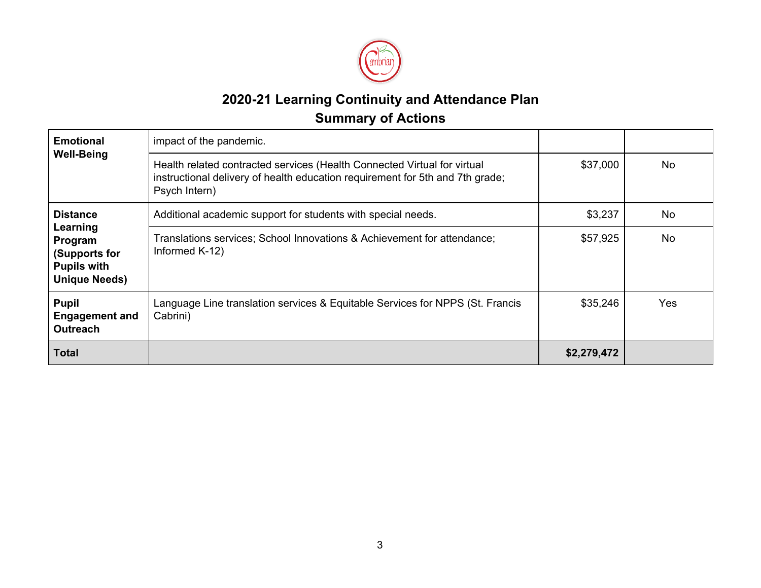## 2020-21 Learning Continuity and Attendance Plan

## Summary of Actions

| | | | |
|---|---|---|---|
| **Emotional Well-Being** | impact of the pandemic. | | |
| | Health related contracted services (Health Connected Virtual for virtual instructional delivery of health education requirement for 5th and 7th grade; Psych Intern) | $37,000 | No |
| **Distance Learning Program (Supports for Pupils with Unique Needs)** | Additional academic support for students with special needs. | $3,237 | No |
| | Translations services; School Innovations & Achievement for attendance; Informed K-12) | $57,925 | No |
| **Pupil Engagement and Outreach** | Language Line translation services & Equitable Services for NPPS (St. Francis Cabrini) | $35,246 | Yes |
| **Total** | | **$2,279,472** | |